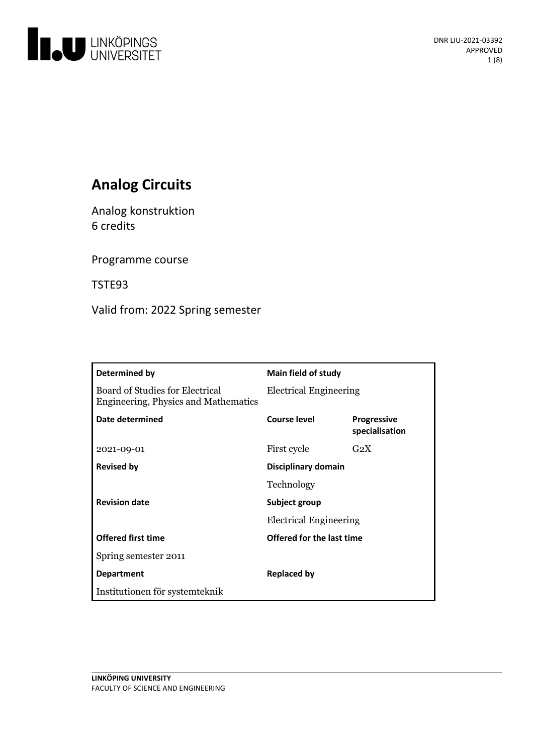DNR LIU-2021-03392
APPROVED

# Analog Circuits

Analog konstruktion
6 credits

Programme course

TSTE93

Valid from: 2022 Spring semester

| Determined by | Main field of study | |
|---|---|---|
| Board of Studies for Electrical Engineering, Physics and Mathematics | Electrical Engineering | |
| **Date determined** | **Course level** | **Progressive specialisation** |
| 2021-09-01 | First cycle | G2X |
| **Revised by** | **Disciplinary domain** | |
| | Technology | |
| **Revision date** | **Subject group** | |
| | Electrical Engineering | |
| **Offered first time** | **Offered for the last time** | |
| Spring semester 2011 | | |
| **Department** | **Replaced by** | |
| Institutionen för systemteknik | | |

LINKÖPING UNIVERSITY
FACULTY OF SCIENCE AND ENGINEERING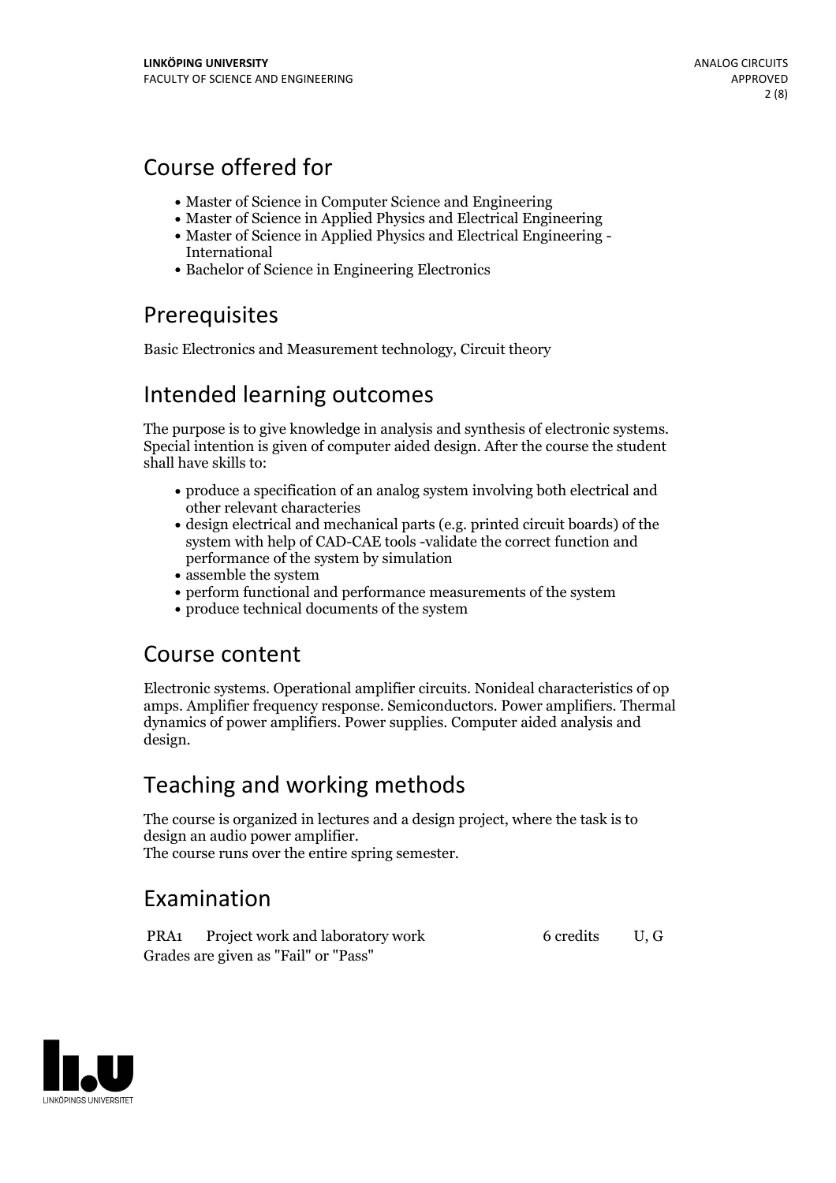## Course offered for

- Master of Science in Computer Science and Engineering
- Master of Science in Applied Physics and Electrical Engineering
- Master of Science in Applied Physics and Electrical Engineering - International
- Bachelor of Science in Engineering Electronics

## Prerequisites

Basic Electronics and Measurement technology, Circuit theory

## Intended learning outcomes

The purpose is to give knowledge in analysis and synthesis of electronic systems. Special intention is given of computer aided design. After the course the student shall have skills to:

- produce a specification of an analog system involving both electrical and other relevant characteries
- design electrical and mechanical parts (e.g. printed circuit boards) of the system with help of CAD-CAE tools -validate the correct function and performance of the system by simulation
- assemble the system
- perform functional and performance measurements of the system
- produce technical documents of the system

## Course content

Electronic systems. Operational amplifier circuits. Nonideal characteristics of op amps. Amplifier frequency response. Semiconductors. Power amplifiers. Thermal dynamics of power amplifiers. Power supplies. Computer aided analysis and design.

## Teaching and working methods

The course is organized in lectures and a design project, where the task is to design an audio power amplifier.
The course runs over the entire spring semester.

## Examination

| | | | |
|---|---|---|---|
| PRA1 | Project work and laboratory work | 6 credits | U, G |

Grades are given as "Fail" or "Pass"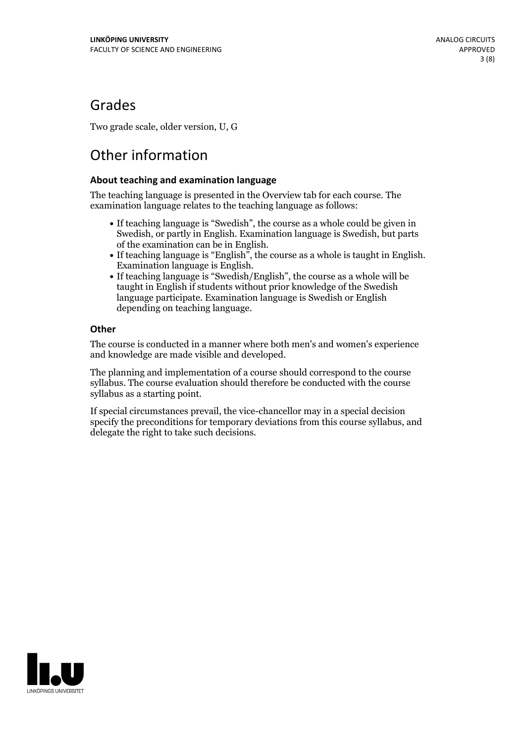## Grades

Two grade scale, older version, U, G

## Other information

### About teaching and examination language

The teaching language is presented in the Overview tab for each course. The examination language relates to the teaching language as follows:

- If teaching language is "Swedish", the course as a whole could be given in Swedish, or partly in English. Examination language is Swedish, but parts of the examination can be in English.
- If teaching language is "English", the course as a whole is taught in English. Examination language is English.
- If teaching language is "Swedish/English", the course as a whole will be taught in English if students without prior knowledge of the Swedish language participate. Examination language is Swedish or English depending on teaching language.

### Other

The course is conducted in a manner where both men's and women's experience and knowledge are made visible and developed.

The planning and implementation of a course should correspond to the course syllabus. The course evaluation should therefore be conducted with the course syllabus as a starting point.

If special circumstances prevail, the vice-chancellor may in a special decision specify the preconditions for temporary deviations from this course syllabus, and delegate the right to take such decisions.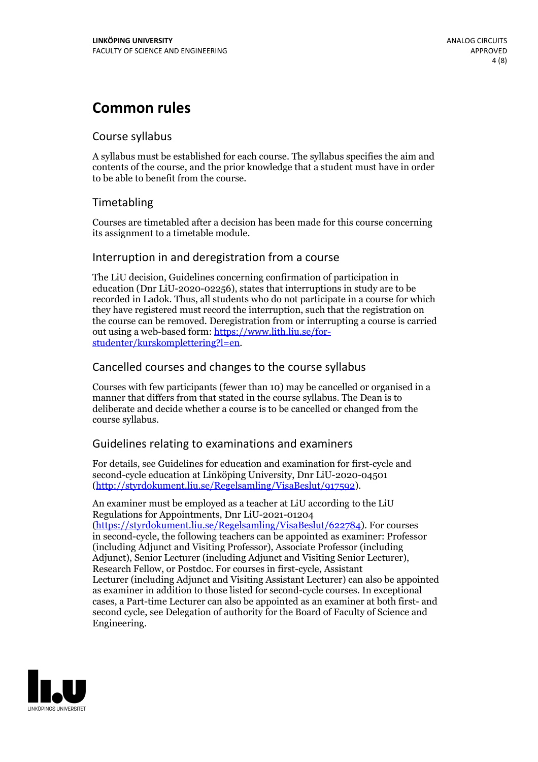# Common rules

## Course syllabus

A syllabus must be established for each course. The syllabus specifies the aim and contents of the course, and the prior knowledge that a student must have in order to be able to benefit from the course.

## Timetabling

Courses are timetabled after a decision has been made for this course concerning its assignment to a timetable module.

## Interruption in and deregistration from a course

The LiU decision, Guidelines concerning confirmation of participation in education (Dnr LiU-2020-02256), states that interruptions in study are to be recorded in Ladok. Thus, all students who do not participate in a course for which they have registered must record the interruption, such that the registration on the course can be removed. Deregistration from or interrupting a course is carried out using a web-based form: [https://www.lith.liu.se/for-studenter/kurskomplettering?l=en](https://www.lith.liu.se/for-studenter/kurskomplettering?l=en).

## Cancelled courses and changes to the course syllabus

Courses with few participants (fewer than 10) may be cancelled or organised in a manner that differs from that stated in the course syllabus. The Dean is to deliberate and decide whether a course is to be cancelled or changed from the course syllabus.

## Guidelines relating to examinations and examiners

For details, see Guidelines for education and examination for first-cycle and second-cycle education at Linköping University, Dnr LiU-2020-04501 ([http://styrdokument.liu.se/Regelsamling/VisaBeslut/917592](http://styrdokument.liu.se/Regelsamling/VisaBeslut/917592)).

An examiner must be employed as a teacher at LiU according to the LiU Regulations for Appointments, Dnr LiU-2021-01204 ([https://styrdokument.liu.se/Regelsamling/VisaBeslut/622784](https://styrdokument.liu.se/Regelsamling/VisaBeslut/622784)). For courses in second-cycle, the following teachers can be appointed as examiner: Professor (including Adjunct and Visiting Professor), Associate Professor (including Adjunct), Senior Lecturer (including Adjunct and Visiting Senior Lecturer), Research Fellow, or Postdoc. For courses in first-cycle, Assistant Lecturer (including Adjunct and Visiting Assistant Lecturer) can also be appointed as examiner in addition to those listed for second-cycle courses. In exceptional cases, a Part-time Lecturer can also be appointed as an examiner at both first- and second cycle, see Delegation of authority for the Board of Faculty of Science and Engineering.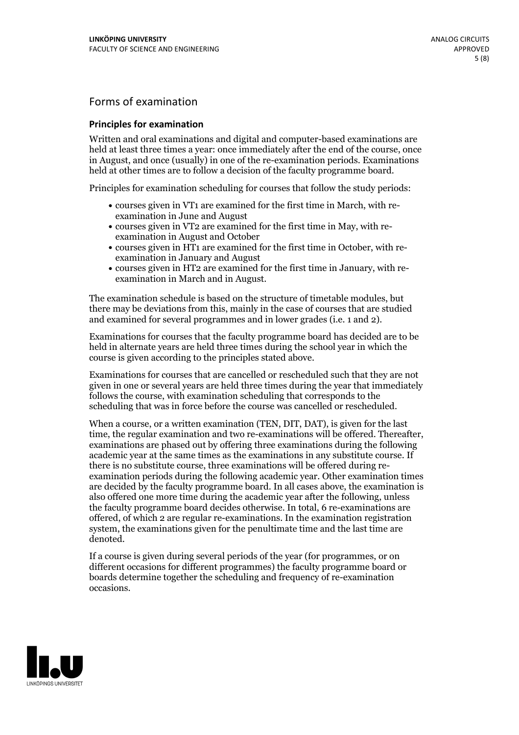## Forms of examination

### Principles for examination

Written and oral examinations and digital and computer-based examinations are held at least three times a year: once immediately after the end of the course, once in August, and once (usually) in one of the re-examination periods. Examinations held at other times are to follow a decision of the faculty programme board.

Principles for examination scheduling for courses that follow the study periods:

- courses given in VT1 are examined for the first time in March, with re-examination in June and August
- courses given in VT2 are examined for the first time in May, with re-examination in August and October
- courses given in HT1 are examined for the first time in October, with re-examination in January and August
- courses given in HT2 are examined for the first time in January, with re-examination in March and in August.

The examination schedule is based on the structure of timetable modules, but there may be deviations from this, mainly in the case of courses that are studied and examined for several programmes and in lower grades (i.e. 1 and 2).

Examinations for courses that the faculty programme board has decided are to be held in alternate years are held three times during the school year in which the course is given according to the principles stated above.

Examinations for courses that are cancelled or rescheduled such that they are not given in one or several years are held three times during the year that immediately follows the course, with examination scheduling that corresponds to the scheduling that was in force before the course was cancelled or rescheduled.

When a course, or a written examination (TEN, DIT, DAT), is given for the last time, the regular examination and two re-examinations will be offered. Thereafter, examinations are phased out by offering three examinations during the following academic year at the same times as the examinations in any substitute course. If there is no substitute course, three examinations will be offered during re-examination periods during the following academic year. Other examination times are decided by the faculty programme board. In all cases above, the examination is also offered one more time during the academic year after the following, unless the faculty programme board decides otherwise. In total, 6 re-examinations are offered, of which 2 are regular re-examinations. In the examination registration system, the examinations given for the penultimate time and the last time are denoted.

If a course is given during several periods of the year (for programmes, or on different occasions for different programmes) the faculty programme board or boards determine together the scheduling and frequency of re-examination occasions.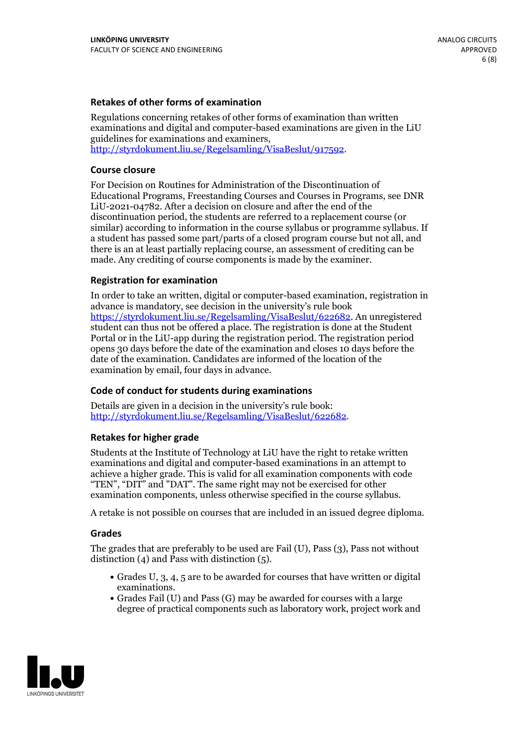### Retakes of other forms of examination

Regulations concerning retakes of other forms of examination than written examinations and digital and computer-based examinations are given in the LiU guidelines for examinations and examiners, http://styrdokument.liu.se/Regelsamling/VisaBeslut/917592.

### Course closure

For Decision on Routines for Administration of the Discontinuation of Educational Programs, Freestanding Courses and Courses in Programs, see DNR LiU-2021-04782. After a decision on closure and after the end of the discontinuation period, the students are referred to a replacement course (or similar) according to information in the course syllabus or programme syllabus. If a student has passed some part/parts of a closed program course but not all, and there is an at least partially replacing course, an assessment of crediting can be made. Any crediting of course components is made by the examiner.

### Registration for examination

In order to take an written, digital or computer-based examination, registration in advance is mandatory, see decision in the university's rule book https://styrdokument.liu.se/Regelsamling/VisaBeslut/622682. An unregistered student can thus not be offered a place. The registration is done at the Student Portal or in the LiU-app during the registration period. The registration period opens 30 days before the date of the examination and closes 10 days before the date of the examination. Candidates are informed of the location of the examination by email, four days in advance.

### Code of conduct for students during examinations

Details are given in a decision in the university's rule book: http://styrdokument.liu.se/Regelsamling/VisaBeslut/622682.

### Retakes for higher grade

Students at the Institute of Technology at LiU have the right to retake written examinations and digital and computer-based examinations in an attempt to achieve a higher grade. This is valid for all examination components with code "TEN", "DIT" and "DAT". The same right may not be exercised for other examination components, unless otherwise specified in the course syllabus.

A retake is not possible on courses that are included in an issued degree diploma.

### Grades

The grades that are preferably to be used are Fail (U), Pass (3), Pass not without distinction (4) and Pass with distinction (5).

- Grades U, 3, 4, 5 are to be awarded for courses that have written or digital examinations.
- Grades Fail (U) and Pass (G) may be awarded for courses with a large degree of practical components such as laboratory work, project work and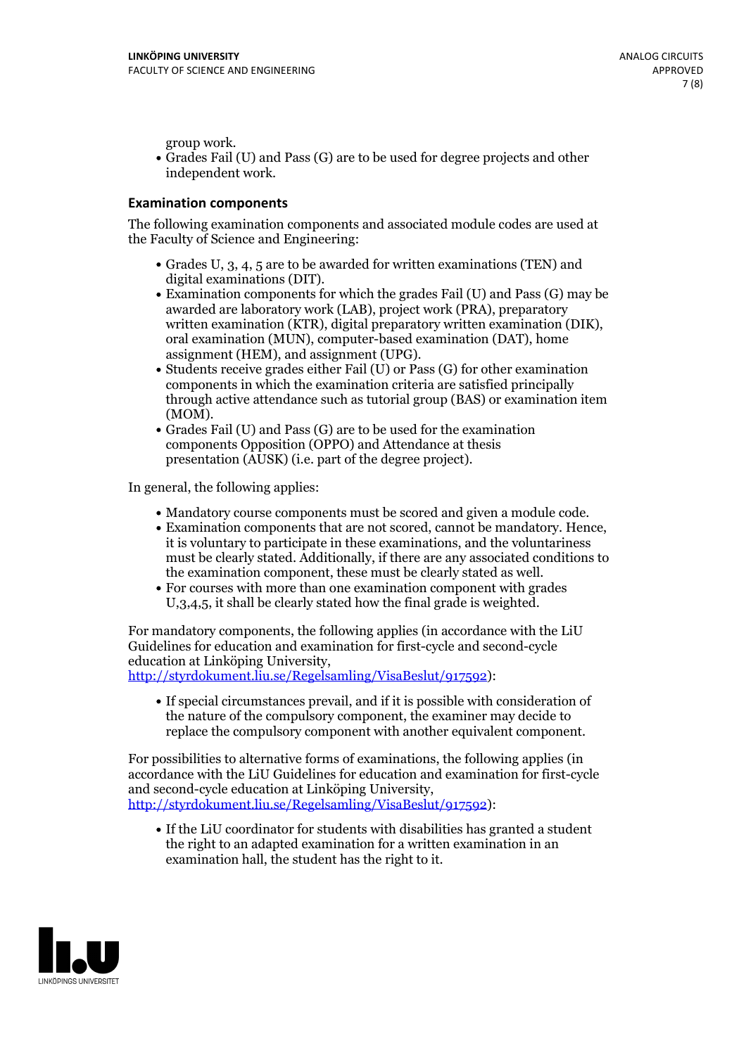group work.

- Grades Fail (U) and Pass (G) are to be used for degree projects and other independent work.

### Examination components

The following examination components and associated module codes are used at the Faculty of Science and Engineering:

- Grades U, 3, 4, 5 are to be awarded for written examinations (TEN) and digital examinations (DIT).
- Examination components for which the grades Fail (U) and Pass (G) may be awarded are laboratory work (LAB), project work (PRA), preparatory written examination (KTR), digital preparatory written examination (DIK), oral examination (MUN), computer-based examination (DAT), home assignment (HEM), and assignment (UPG).
- Students receive grades either Fail (U) or Pass (G) for other examination components in which the examination criteria are satisfied principally through active attendance such as tutorial group (BAS) or examination item (MOM).
- Grades Fail (U) and Pass (G) are to be used for the examination components Opposition (OPPO) and Attendance at thesis presentation (AUSK) (i.e. part of the degree project).

In general, the following applies:

- Mandatory course components must be scored and given a module code.
- Examination components that are not scored, cannot be mandatory. Hence, it is voluntary to participate in these examinations, and the voluntariness must be clearly stated. Additionally, if there are any associated conditions to the examination component, these must be clearly stated as well.
- For courses with more than one examination component with grades U,3,4,5, it shall be clearly stated how the final grade is weighted.

For mandatory components, the following applies (in accordance with the LiU Guidelines for education and examination for first-cycle and second-cycle education at Linköping University, http://styrdokument.liu.se/Regelsamling/VisaBeslut/917592):

- If special circumstances prevail, and if it is possible with consideration of the nature of the compulsory component, the examiner may decide to replace the compulsory component with another equivalent component.

For possibilities to alternative forms of examinations, the following applies (in accordance with the LiU Guidelines for education and examination for first-cycle and second-cycle education at Linköping University, http://styrdokument.liu.se/Regelsamling/VisaBeslut/917592):

- If the LiU coordinator for students with disabilities has granted a student the right to an adapted examination for a written examination in an examination hall, the student has the right to it.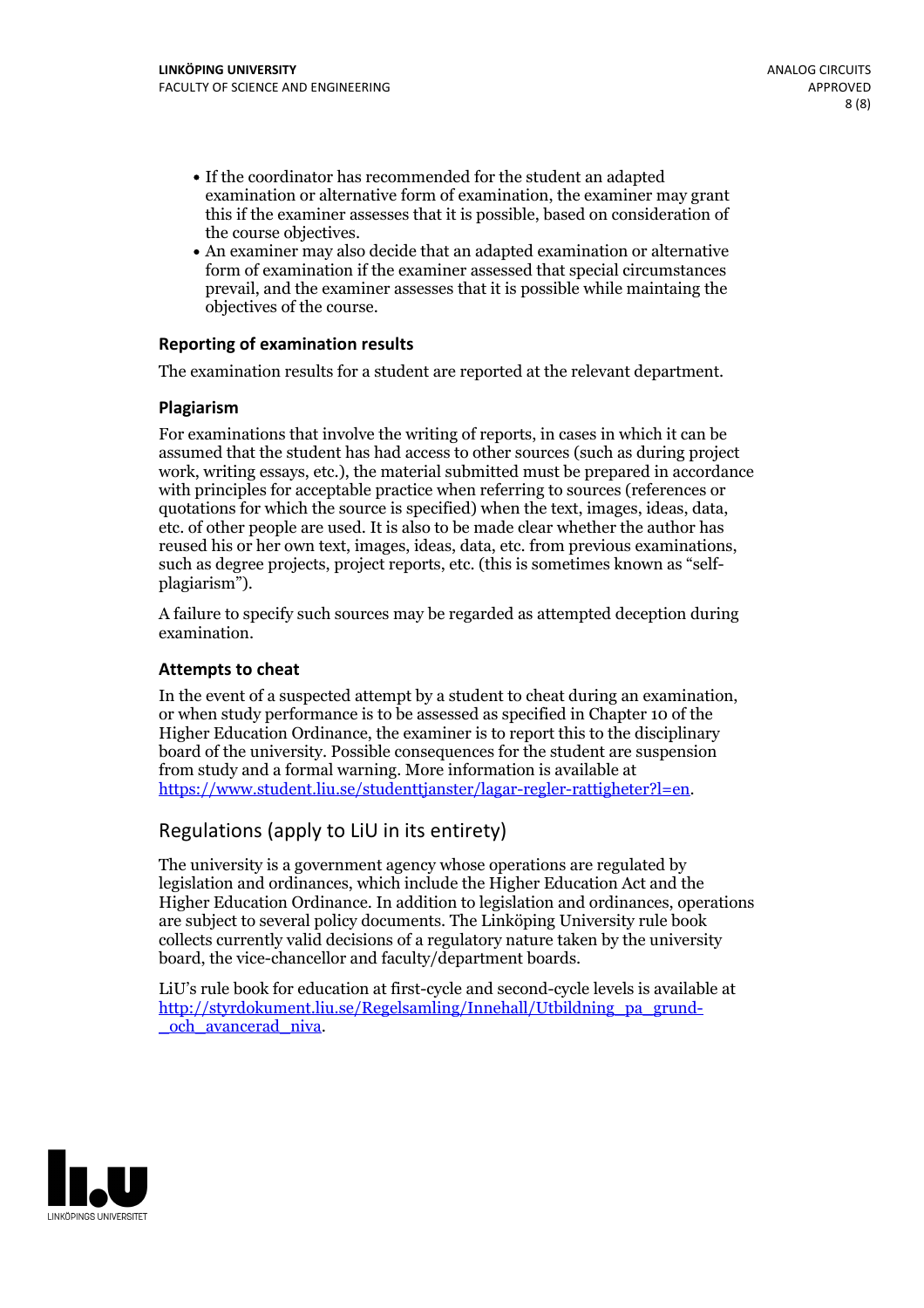- If the coordinator has recommended for the student an adapted examination or alternative form of examination, the examiner may grant this if the examiner assesses that it is possible, based on consideration of the course objectives.
- An examiner may also decide that an adapted examination or alternative form of examination if the examiner assessed that special circumstances prevail, and the examiner assesses that it is possible while maintaing the objectives of the course.

### Reporting of examination results

The examination results for a student are reported at the relevant department.

### Plagiarism

For examinations that involve the writing of reports, in cases in which it can be assumed that the student has had access to other sources (such as during project work, writing essays, etc.), the material submitted must be prepared in accordance with principles for acceptable practice when referring to sources (references or quotations for which the source is specified) when the text, images, ideas, data, etc. of other people are used. It is also to be made clear whether the author has reused his or her own text, images, ideas, data, etc. from previous examinations, such as degree projects, project reports, etc. (this is sometimes known as "self-plagiarism").

A failure to specify such sources may be regarded as attempted deception during examination.

### Attempts to cheat

In the event of a suspected attempt by a student to cheat during an examination, or when study performance is to be assessed as specified in Chapter 10 of the Higher Education Ordinance, the examiner is to report this to the disciplinary board of the university. Possible consequences for the student are suspension from study and a formal warning. More information is available at https://www.student.liu.se/studenttjanster/lagar-regler-rattigheter?l=en.

## Regulations (apply to LiU in its entirety)

The university is a government agency whose operations are regulated by legislation and ordinances, which include the Higher Education Act and the Higher Education Ordinance. In addition to legislation and ordinances, operations are subject to several policy documents. The Linköping University rule book collects currently valid decisions of a regulatory nature taken by the university board, the vice-chancellor and faculty/department boards.

LiU's rule book for education at first-cycle and second-cycle levels is available at http://styrdokument.liu.se/Regelsamling/Innehall/Utbildning_pa_grund-_och_avancerad_niva.